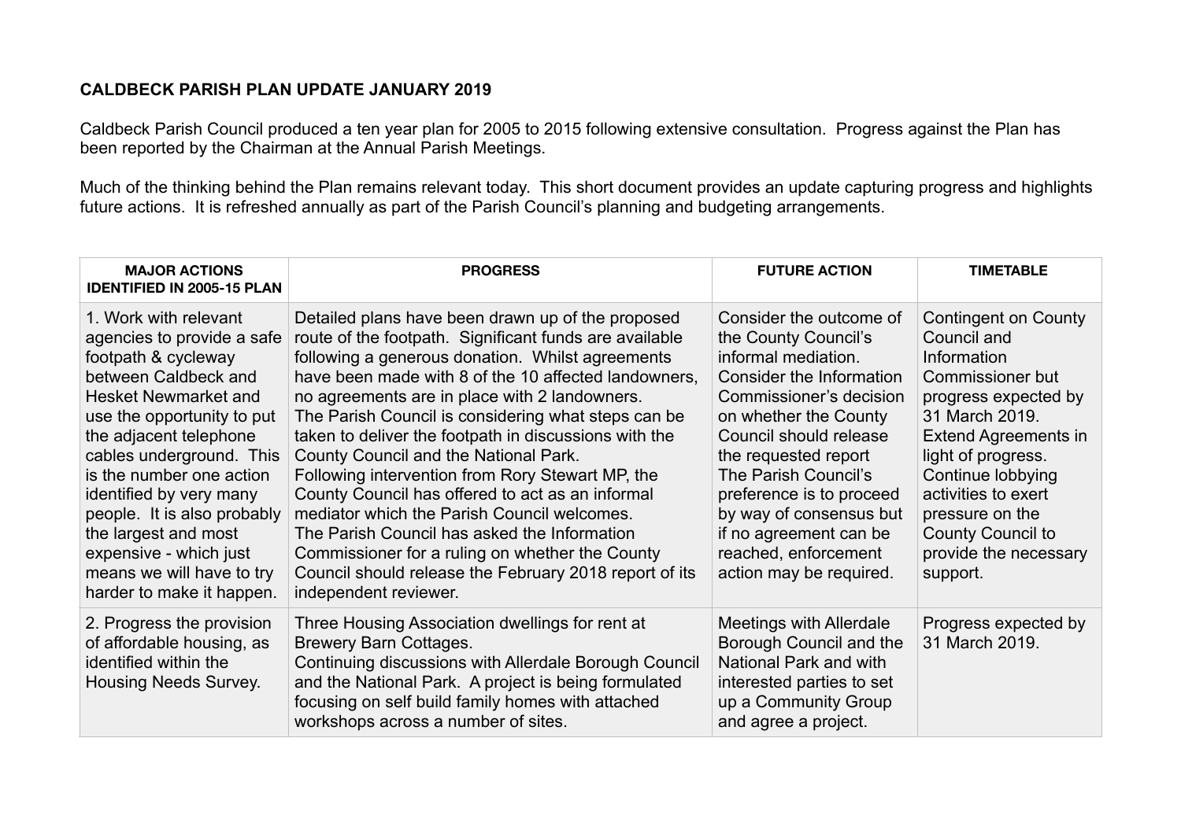**CALDBECK PARISH PLAN UPDATE JANUARY 2019**

Caldbeck Parish Council produced a ten year plan for 2005 to 2015 following extensive consultation. Progress against the Plan has been reported by the Chairman at the Annual Parish Meetings.

Much of the thinking behind the Plan remains relevant today. This short document provides an update capturing progress and highlights future actions. It is refreshed annually as part of the Parish Council's planning and budgeting arrangements.

| MAJOR ACTIONS IDENTIFIED IN 2005-15 PLAN | PROGRESS | FUTURE ACTION | TIMETABLE |
|---|---|---|---|
| 1. Work with relevant agencies to provide a safe footpath & cycleway between Caldbeck and Hesket Newmarket and use the opportunity to put the adjacent telephone cables underground. This is the number one action identified by very many people. It is also probably the largest and most expensive - which just means we will have to try harder to make it happen. | Detailed plans have been drawn up of the proposed route of the footpath. Significant funds are available following a generous donation. Whilst agreements have been made with 8 of the 10 affected landowners, no agreements are in place with 2 landowners.<br>The Parish Council is considering what steps can be taken to deliver the footpath in discussions with the County Council and the National Park.<br>Following intervention from Rory Stewart MP, the County Council has offered to act as an informal mediator which the Parish Council welcomes.<br>The Parish Council has asked the Information Commissioner for a ruling on whether the County Council should release the February 2018 report of its independent reviewer. | Consider the outcome of the County Council's informal mediation.<br>Consider the Information Commissioner's decision on whether the County Council should release the requested report<br>The Parish Council's preference is to proceed by way of consensus but if no agreement can be reached, enforcement action may be required. | Contingent on County Council and Information Commissioner but progress expected by 31 March 2019.<br>Extend Agreements in light of progress.<br>Continue lobbying activities to exert pressure on the County Council to provide the necessary support. |
| 2. Progress the provision of affordable housing, as identified within the Housing Needs Survey. | Three Housing Association dwellings for rent at Brewery Barn Cottages.<br>Continuing discussions with Allerdale Borough Council and the National Park. A project is being formulated focusing on self build family homes with attached workshops across a number of sites. | Meetings with Allerdale Borough Council and the National Park and with interested parties to set up a Community Group and agree a project. | Progress expected by 31 March 2019. |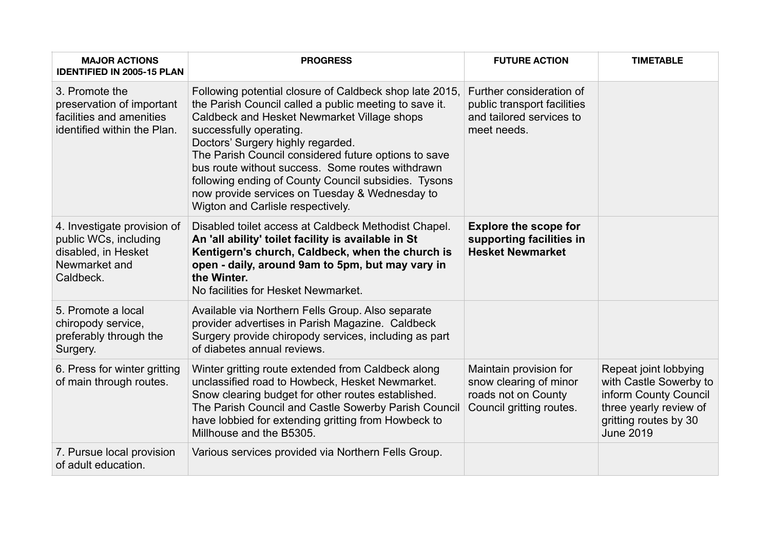| MAJOR ACTIONS IDENTIFIED IN 2005-15 PLAN | PROGRESS | FUTURE ACTION | TIMETABLE |
|---|---|---|---|
| 3. Promote the preservation of important facilities and amenities identified within the Plan. | Following potential closure of Caldbeck shop late 2015, the Parish Council called a public meeting to save it. Caldbeck and Hesket Newmarket Village shops successfully operating.<br>Doctors' Surgery highly regarded.<br>The Parish Council considered future options to save bus route without success. Some routes withdrawn following ending of County Council subsidies. Tysons now provide services on Tuesday & Wednesday to Wigton and Carlisle respectively. | Further consideration of public transport facilities and tailored services to meet needs. | |
| 4. Investigate provision of public WCs, including disabled, in Hesket Newmarket and Caldbeck. | Disabled toilet access at Caldbeck Methodist Chapel. **An 'all ability' toilet facility is available in St Kentigern's church, Caldbeck, when the church is open - daily, around 9am to 5pm, but may vary in the Winter.**<br>No facilities for Hesket Newmarket. | **Explore the scope for supporting facilities in Hesket Newmarket** | |
| 5. Promote a local chiropody service, preferably through the Surgery. | Available via Northern Fells Group. Also separate provider advertises in Parish Magazine. Caldbeck Surgery provide chiropody services, including as part of diabetes annual reviews. | | |
| 6. Press for winter gritting of main through routes. | Winter gritting route extended from Caldbeck along unclassified road to Howbeck, Hesket Newmarket. Snow clearing budget for other routes established. The Parish Council and Castle Sowerby Parish Council have lobbied for extending gritting from Howbeck to Millhouse and the B5305. | Maintain provision for snow clearing of minor roads not on County Council gritting routes. | Repeat joint lobbying with Castle Sowerby to inform County Council three yearly review of gritting routes by 30 June 2019 |
| 7. Pursue local provision of adult education. | Various services provided via Northern Fells Group. | | |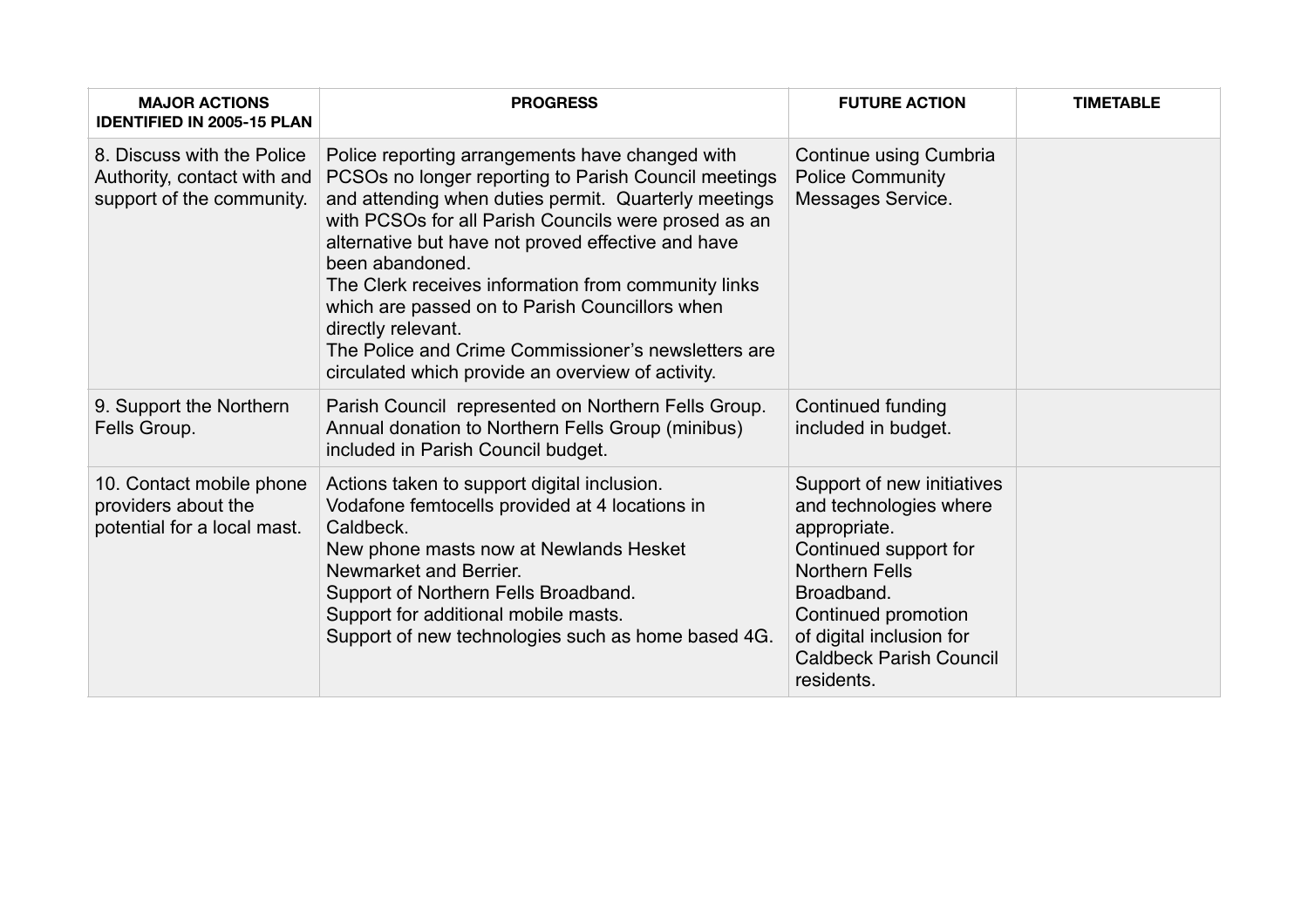| MAJOR ACTIONS IDENTIFIED IN 2005-15 PLAN | PROGRESS | FUTURE ACTION | TIMETABLE |
|---|---|---|---|
| 8. Discuss with the Police Authority, contact with and support of the community. | Police reporting arrangements have changed with PCSOs no longer reporting to Parish Council meetings and attending when duties permit. Quarterly meetings with PCSOs for all Parish Councils were prosed as an alternative but have not proved effective and have been abandoned.<br>The Clerk receives information from community links which are passed on to Parish Councillors when directly relevant.<br>The Police and Crime Commissioner's newsletters are circulated which provide an overview of activity. | Continue using Cumbria Police Community Messages Service. | |
| 9. Support the Northern Fells Group. | Parish Council represented on Northern Fells Group.<br>Annual donation to Northern Fells Group (minibus) included in Parish Council budget. | Continued funding included in budget. | |
| 10. Contact mobile phone providers about the potential for a local mast. | Actions taken to support digital inclusion.<br>Vodafone femtocells provided at 4 locations in Caldbeck.<br>New phone masts now at Newlands Hesket Newmarket and Berrier.<br>Support of Northern Fells Broadband.<br>Support for additional mobile masts.<br>Support of new technologies such as home based 4G. | Support of new initiatives and technologies where appropriate.<br>Continued support for Northern Fells Broadband.<br>Continued promotion of digital inclusion for Caldbeck Parish Council residents. | |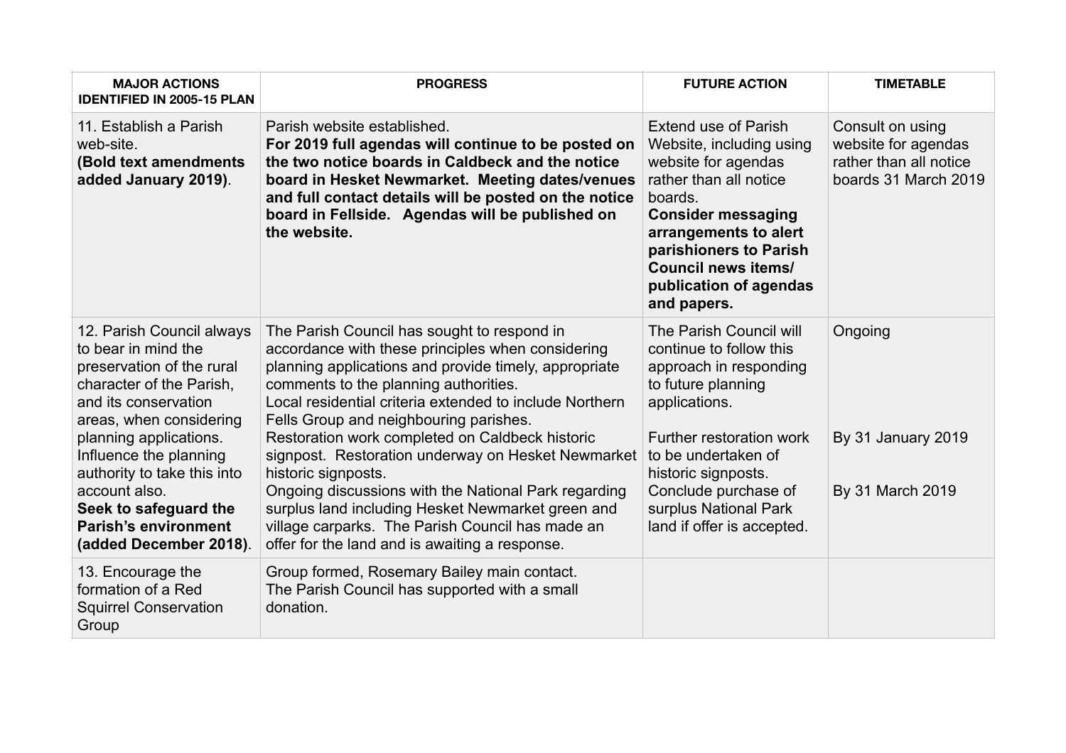| MAJOR ACTIONS IDENTIFIED IN 2005-15 PLAN | PROGRESS | FUTURE ACTION | TIMETABLE |
|---|---|---|---|
| 11. Establish a Parish web-site. **(Bold text amendments added January 2019)**. | Parish website established. **For 2019 full agendas will continue to be posted on the two notice boards in Caldbeck and the notice board in Hesket Newmarket. Meeting dates/venues and full contact details will be posted on the notice board in Fellside. Agendas will be published on the website.** | Extend use of Parish Website, including using website for agendas rather than all notice boards. **Consider messaging arrangements to alert parishioners to Parish Council news items/ publication of agendas and papers.** | Consult on using website for agendas rather than all notice boards 31 March 2019 |
| 12. Parish Council always to bear in mind the preservation of the rural character of the Parish, and its conservation areas, when considering planning applications. Influence the planning authority to take this into account also. **Seek to safeguard the Parish's environment (added December 2018)**. | The Parish Council has sought to respond in accordance with these principles when considering planning applications and provide timely, appropriate comments to the planning authorities. Local residential criteria extended to include Northern Fells Group and neighbouring parishes. Restoration work completed on Caldbeck historic signpost. Restoration underway on Hesket Newmarket historic signposts. Ongoing discussions with the National Park regarding surplus land including Hesket Newmarket green and village carparks. The Parish Council has made an offer for the land and is awaiting a response. | The Parish Council will continue to follow this approach in responding to future planning applications.<br><br>Further restoration work to be undertaken of historic signposts.<br>Conclude purchase of surplus National Park land if offer is accepted. | Ongoing<br><br>By 31 January 2019<br><br>By 31 March 2019 |
| 13. Encourage the formation of a Red Squirrel Conservation Group | Group formed, Rosemary Bailey main contact. The Parish Council has supported with a small donation. | | |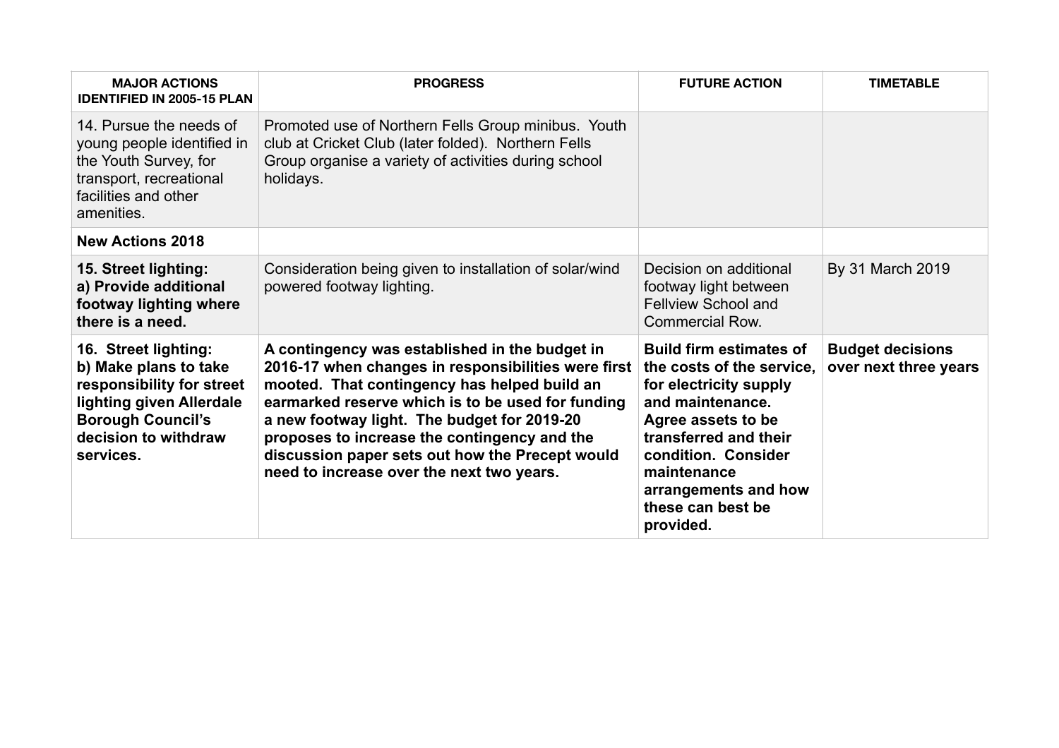| MAJOR ACTIONS IDENTIFIED IN 2005-15 PLAN | PROGRESS | FUTURE ACTION | TIMETABLE |
|---|---|---|---|
| 14. Pursue the needs of young people identified in the Youth Survey, for transport, recreational facilities and other amenities. | Promoted use of Northern Fells Group minibus. Youth club at Cricket Club (later folded). Northern Fells Group organise a variety of activities during school holidays. | | |
| **New Actions 2018** | | | |
| **15. Street lighting: a) Provide additional footway lighting where there is a need.** | Consideration being given to installation of solar/wind powered footway lighting. | Decision on additional footway light between Fellview School and Commercial Row. | By 31 March 2019 |
| **16. Street lighting: b) Make plans to take responsibility for street lighting given Allerdale Borough Council's decision to withdraw services.** | **A contingency was established in the budget in 2016-17 when changes in responsibilities were first mooted. That contingency has helped build an earmarked reserve which is to be used for funding a new footway light. The budget for 2019-20 proposes to increase the contingency and the discussion paper sets out how the Precept would need to increase over the next two years.** | **Build firm estimates of the costs of the service, for electricity supply and maintenance. Agree assets to be transferred and their condition. Consider maintenance arrangements and how these can best be provided.** | **Budget decisions over next three years** |